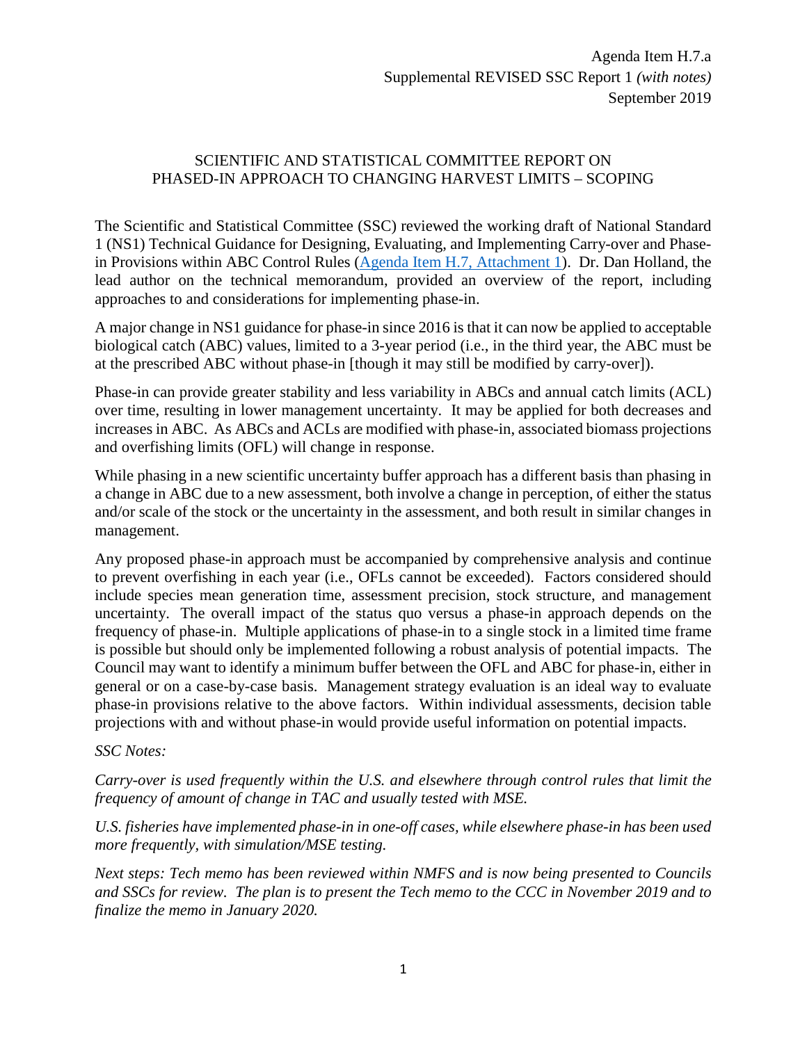Agenda Item H.7.a
Supplemental REVISED SSC Report 1 *(with notes)*
September 2019

# SCIENTIFIC AND STATISTICAL COMMITTEE REPORT ON PHASED-IN APPROACH TO CHANGING HARVEST LIMITS – SCOPING

The Scientific and Statistical Committee (SSC) reviewed the working draft of National Standard 1 (NS1) Technical Guidance for Designing, Evaluating, and Implementing Carry-over and Phase-in Provisions within ABC Control Rules (Agenda Item H.7, Attachment 1). Dr. Dan Holland, the lead author on the technical memorandum, provided an overview of the report, including approaches to and considerations for implementing phase-in.

A major change in NS1 guidance for phase-in since 2016 is that it can now be applied to acceptable biological catch (ABC) values, limited to a 3-year period (i.e., in the third year, the ABC must be at the prescribed ABC without phase-in [though it may still be modified by carry-over]).

Phase-in can provide greater stability and less variability in ABCs and annual catch limits (ACL) over time, resulting in lower management uncertainty. It may be applied for both decreases and increases in ABC. As ABCs and ACLs are modified with phase-in, associated biomass projections and overfishing limits (OFL) will change in response.

While phasing in a new scientific uncertainty buffer approach has a different basis than phasing in a change in ABC due to a new assessment, both involve a change in perception, of either the status and/or scale of the stock or the uncertainty in the assessment, and both result in similar changes in management.

Any proposed phase-in approach must be accompanied by comprehensive analysis and continue to prevent overfishing in each year (i.e., OFLs cannot be exceeded). Factors considered should include species mean generation time, assessment precision, stock structure, and management uncertainty. The overall impact of the status quo versus a phase-in approach depends on the frequency of phase-in. Multiple applications of phase-in to a single stock in a limited time frame is possible but should only be implemented following a robust analysis of potential impacts. The Council may want to identify a minimum buffer between the OFL and ABC for phase-in, either in general or on a case-by-case basis. Management strategy evaluation is an ideal way to evaluate phase-in provisions relative to the above factors. Within individual assessments, decision table projections with and without phase-in would provide useful information on potential impacts.

*SSC Notes:*

*Carry-over is used frequently within the U.S. and elsewhere through control rules that limit the frequency of amount of change in TAC and usually tested with MSE.*

*U.S. fisheries have implemented phase-in in one-off cases, while elsewhere phase-in has been used more frequently, with simulation/MSE testing.*

*Next steps: Tech memo has been reviewed within NMFS and is now being presented to Councils and SSCs for review. The plan is to present the Tech memo to the CCC in November 2019 and to finalize the memo in January 2020.*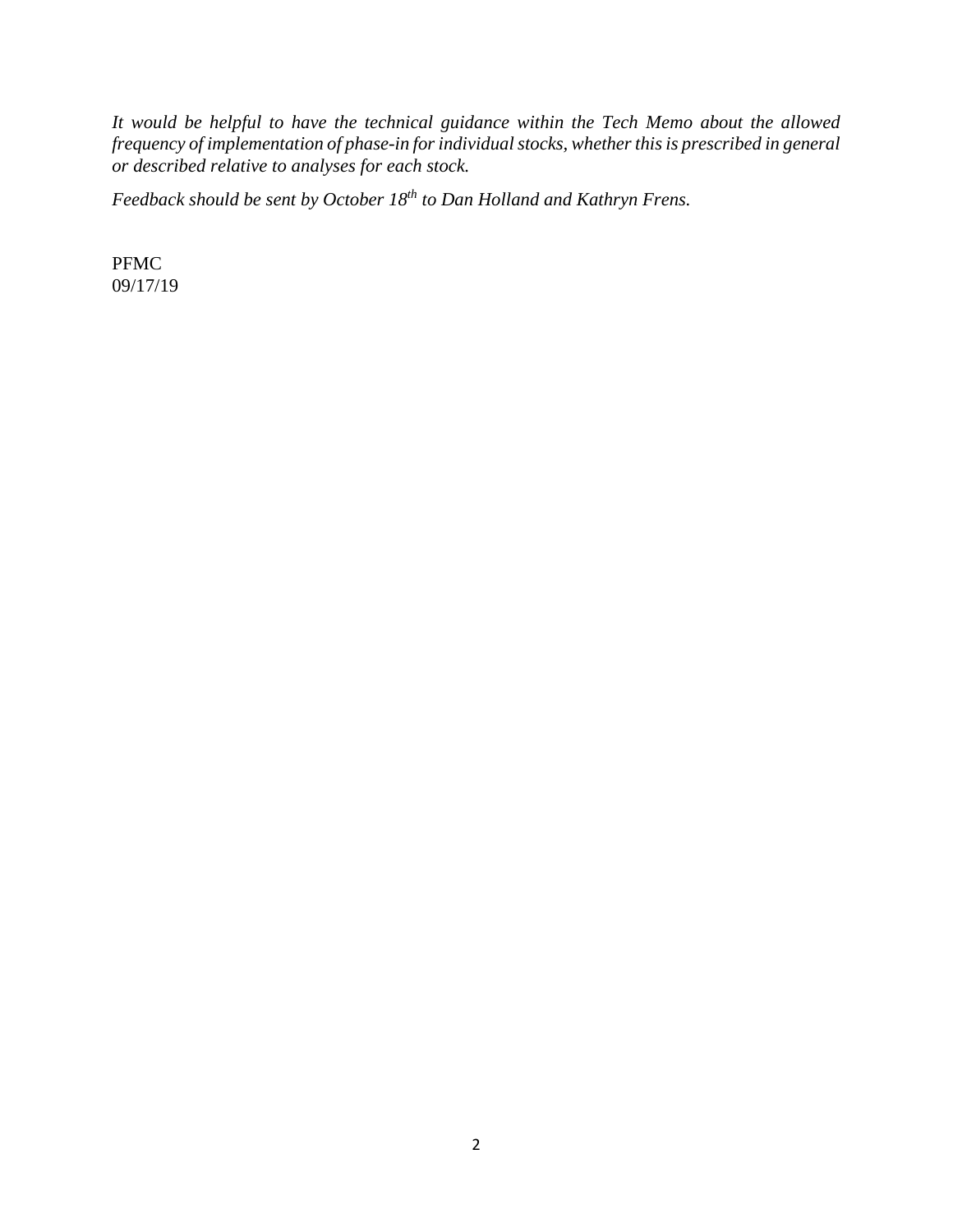*It would be helpful to have the technical guidance within the Tech Memo about the allowed frequency of implementation of phase-in for individual stocks, whether this is prescribed in general or described relative to analyses for each stock.*

*Feedback should be sent by October 18th to Dan Holland and Kathryn Frens.*

PFMC
09/17/19